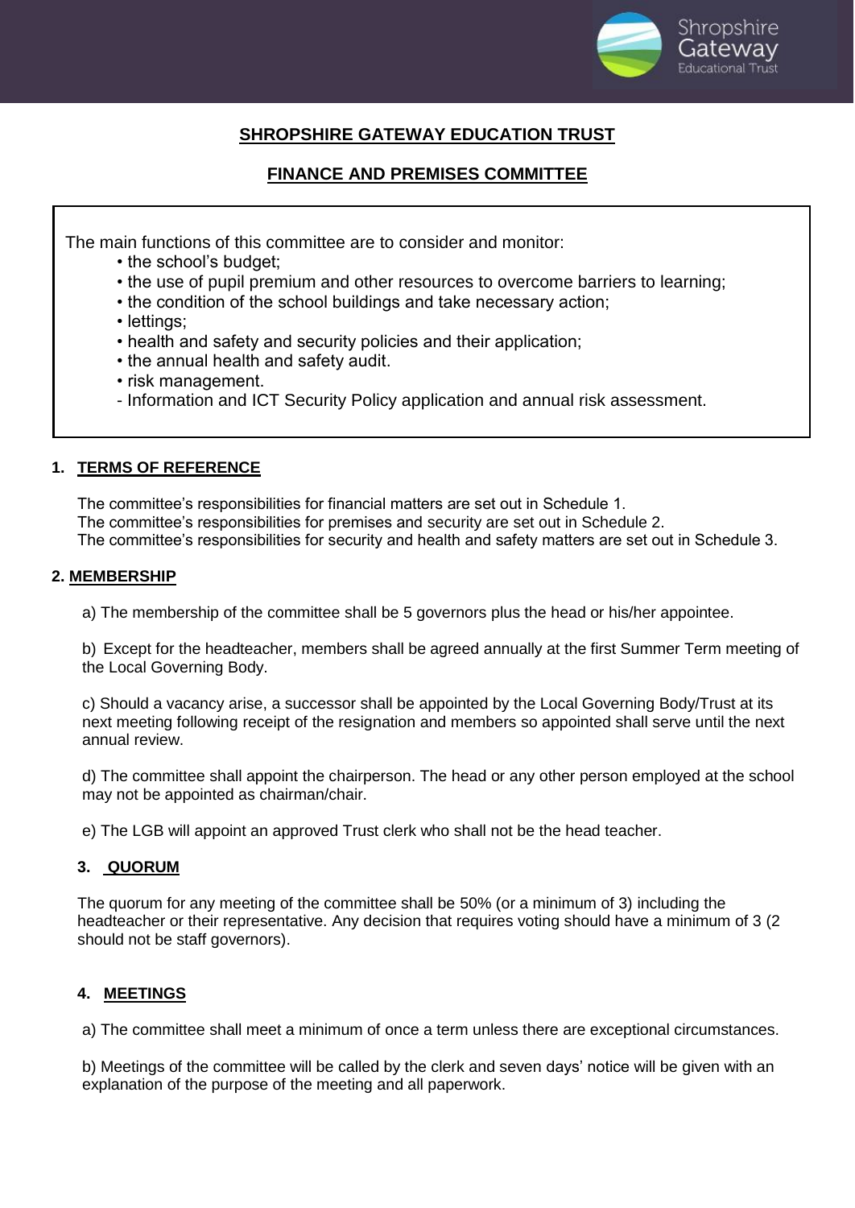# SHROPSHIRE GATEWAY EDUCATION TRUST

## FINANCE AND PREMISES COMMITTEE

The main functions of this committee are to consider and monitor:

- the school's budget;
- the use of pupil premium and other resources to overcome barriers to learning;
- the condition of the school buildings and take necessary action;
- lettings;
- health and safety and security policies and their application;
- the annual health and safety audit.
- risk management.
- Information and ICT Security Policy application and annual risk assessment.

### 1. TERMS OF REFERENCE

The committee's responsibilities for financial matters are set out in Schedule 1.
The committee's responsibilities for premises and security are set out in Schedule 2.
The committee's responsibilities for security and health and safety matters are set out in Schedule 3.

### 2. MEMBERSHIP

a) The membership of the committee shall be 5 governors plus the head or his/her appointee.

b) Except for the headteacher, members shall be agreed annually at the first Summer Term meeting of the Local Governing Body.

c) Should a vacancy arise, a successor shall be appointed by the Local Governing Body/Trust at its next meeting following receipt of the resignation and members so appointed shall serve until the next annual review.

d) The committee shall appoint the chairperson. The head or any other person employed at the school may not be appointed as chairman/chair.

e) The LGB will appoint an approved Trust clerk who shall not be the head teacher.

### 3. QUORUM

The quorum for any meeting of the committee shall be 50% (or a minimum of 3) including the headteacher or their representative. Any decision that requires voting should have a minimum of 3 (2 should not be staff governors).

### 4. MEETINGS

a) The committee shall meet a minimum of once a term unless there are exceptional circumstances.

b) Meetings of the committee will be called by the clerk and seven days' notice will be given with an explanation of the purpose of the meeting and all paperwork.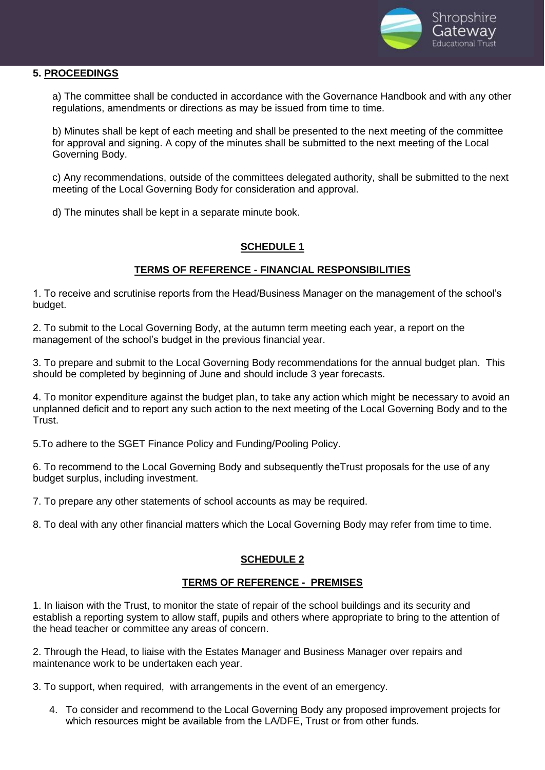## 5. PROCEEDINGS

a) The committee shall be conducted in accordance with the Governance Handbook and with any other regulations, amendments or directions as may be issued from time to time.

b) Minutes shall be kept of each meeting and shall be presented to the next meeting of the committee for approval and signing. A copy of the minutes shall be submitted to the next meeting of the Local Governing Body.

c) Any recommendations, outside of the committees delegated authority, shall be submitted to the next meeting of the Local Governing Body for consideration and approval.

d) The minutes shall be kept in a separate minute book.

## SCHEDULE 1

### TERMS OF REFERENCE - FINANCIAL RESPONSIBILITIES

1. To receive and scrutinise reports from the Head/Business Manager on the management of the school's budget.

2. To submit to the Local Governing Body, at the autumn term meeting each year, a report on the management of the school's budget in the previous financial year.

3. To prepare and submit to the Local Governing Body recommendations for the annual budget plan. This should be completed by beginning of June and should include 3 year forecasts.

4. To monitor expenditure against the budget plan, to take any action which might be necessary to avoid an unplanned deficit and to report any such action to the next meeting of the Local Governing Body and to the Trust.

5.To adhere to the SGET Finance Policy and Funding/Pooling Policy.

6. To recommend to the Local Governing Body and subsequently theTrust proposals for the use of any budget surplus, including investment.

7. To prepare any other statements of school accounts as may be required.

8. To deal with any other financial matters which the Local Governing Body may refer from time to time.

## SCHEDULE 2

### TERMS OF REFERENCE - PREMISES

1. In liaison with the Trust, to monitor the state of repair of the school buildings and its security and establish a reporting system to allow staff, pupils and others where appropriate to bring to the attention of the head teacher or committee any areas of concern.

2. Through the Head, to liaise with the Estates Manager and Business Manager over repairs and maintenance work to be undertaken each year.

3. To support, when required, with arrangements in the event of an emergency.

4. To consider and recommend to the Local Governing Body any proposed improvement projects for which resources might be available from the LA/DFE, Trust or from other funds.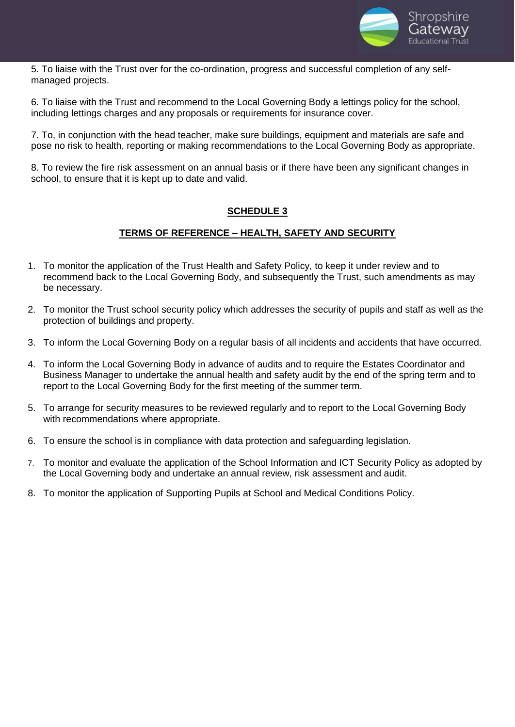5. To liaise with the Trust over for the co-ordination, progress and successful completion of any self-managed projects.

6. To liaise with the Trust and recommend to the Local Governing Body a lettings policy for the school, including lettings charges and any proposals or requirements for insurance cover.

7. To, in conjunction with the head teacher, make sure buildings, equipment and materials are safe and pose no risk to health, reporting or making recommendations to the Local Governing Body as appropriate.

8. To review the fire risk assessment on an annual basis or if there have been any significant changes in school, to ensure that it is kept up to date and valid.

## **SCHEDULE 3**

## **TERMS OF REFERENCE – HEALTH, SAFETY AND SECURITY**

1. To monitor the application of the Trust Health and Safety Policy, to keep it under review and to recommend back to the Local Governing Body, and subsequently the Trust, such amendments as may be necessary.
2. To monitor the Trust school security policy which addresses the security of pupils and staff as well as the protection of buildings and property.
3. To inform the Local Governing Body on a regular basis of all incidents and accidents that have occurred.
4. To inform the Local Governing Body in advance of audits and to require the Estates Coordinator and Business Manager to undertake the annual health and safety audit by the end of the spring term and to report to the Local Governing Body for the first meeting of the summer term.
5. To arrange for security measures to be reviewed regularly and to report to the Local Governing Body with recommendations where appropriate.
6. To ensure the school is in compliance with data protection and safeguarding legislation.
7. To monitor and evaluate the application of the School Information and ICT Security Policy as adopted by the Local Governing body and undertake an annual review, risk assessment and audit.
8. To monitor the application of Supporting Pupils at School and Medical Conditions Policy.